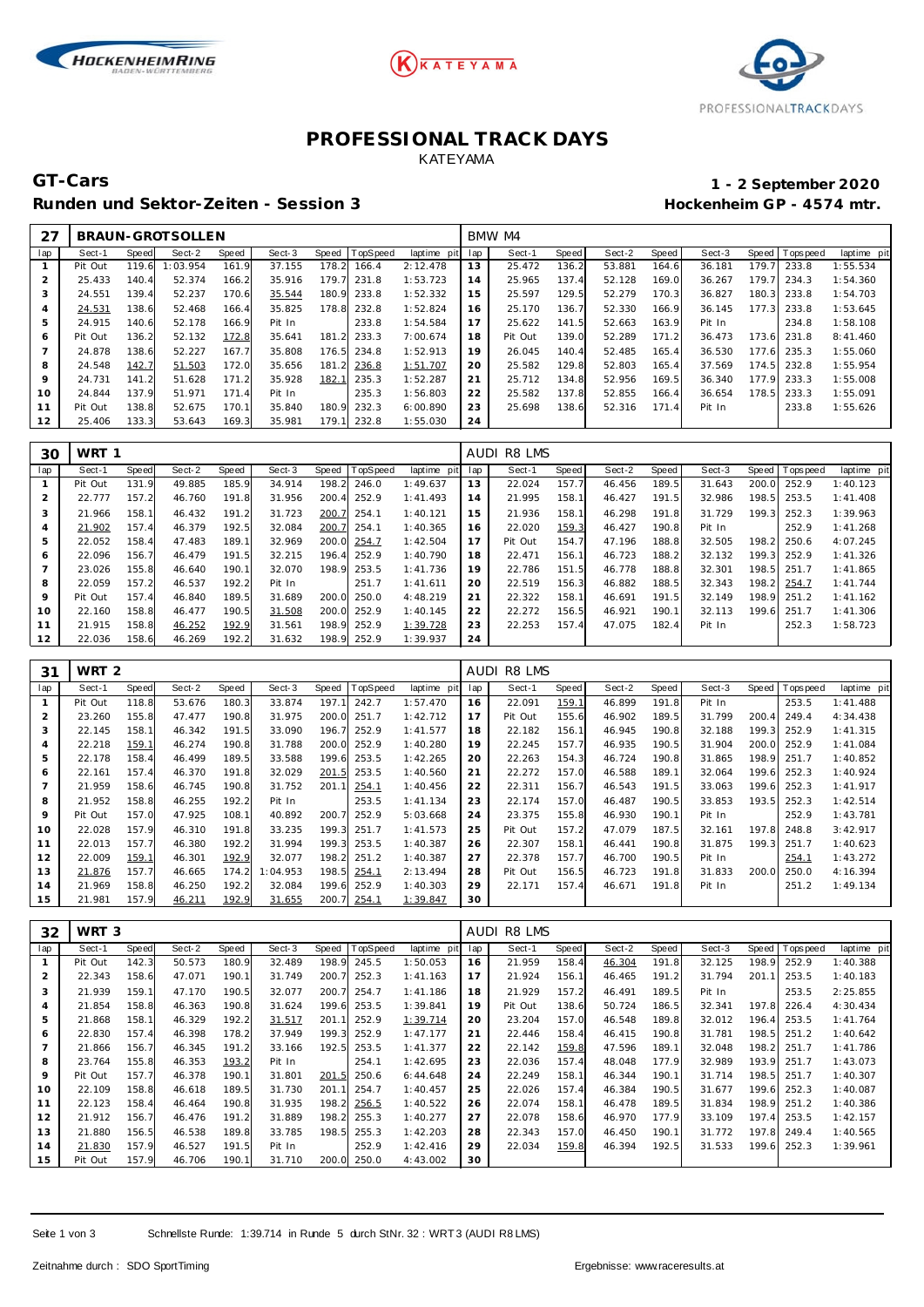# PROFESSIONAL TRACK DAYS

KATEYAMA

## GT-Cars

**Runden und Sektor-Zeiten - Session 3**

**1 - 2 September 2020**

**Hockenheim GP - 4574 mtr.**

| 27 | BRAUN-GROTSOLLEN | | | | | | | | BMW M4 | | | | | | | | |
|---|---|---|---|---|---|---|---|---|---|---|---|---|---|---|---|---|---|
| lap | Sect-1 | Speed | Sect-2 | Speed | Sect-3 | Speed | TopSpeed | laptime pit | lap | Sect-1 | Speed | Sect-2 | Speed | Sect-3 | Speed | Topspeed | laptime pit |
| 1 | Pit Out | 119.6 | 1:03.954 | 161.9 | 37.155 | 178.2 | 166.4 | 2:12.478 | 13 | 25.472 | 136.2 | 53.881 | 164.6 | 36.181 | 179.7 | 233.8 | 1:55.534 |
| 2 | 25.433 | 140.4 | 52.374 | 166.2 | 35.916 | 179.7 | 231.8 | 1:53.723 | 14 | 25.965 | 137.4 | 52.128 | 169.0 | 36.267 | 179.7 | 234.3 | 1:54.360 |
| 3 | 24.551 | 139.4 | 52.237 | 170.6 | 35.544 | 180.9 | 233.8 | 1:52.332 | 15 | 25.597 | 129.5 | 52.279 | 170.3 | 36.827 | 180.3 | 233.8 | 1:54.703 |
| 4 | 24.531 | 138.6 | 52.468 | 166.4 | 35.825 | 178.8 | 232.8 | 1:52.824 | 16 | 25.170 | 136.7 | 52.330 | 166.9 | 36.145 | 177.3 | 233.8 | 1:53.645 |
| 5 | 24.915 | 140.6 | 52.178 | 166.9 | Pit In | | 233.8 | 1:54.584 | 17 | 25.622 | 141.5 | 52.663 | 163.9 | Pit In | | 234.8 | 1:58.108 |
| 6 | Pit Out | 136.2 | 52.132 | 172.8 | 35.641 | 181.2 | 233.3 | 7:00.674 | 18 | Pit Out | 139.0 | 52.289 | 171.2 | 36.473 | 173.6 | 231.8 | 8:41.460 |
| 7 | 24.878 | 138.6 | 52.227 | 167.7 | 35.808 | 176.5 | 234.8 | 1:52.913 | 19 | 26.045 | 140.4 | 52.485 | 165.4 | 36.530 | 177.6 | 235.3 | 1:55.060 |
| 8 | 24.548 | 142.7 | 51.503 | 172.0 | 35.656 | 181.2 | 236.8 | 1:51.707 | 20 | 25.582 | 129.8 | 52.803 | 165.4 | 37.569 | 174.5 | 232.8 | 1:55.954 |
| 9 | 24.731 | 141.2 | 51.628 | 171.2 | 35.928 | 182.1 | 235.3 | 1:52.287 | 21 | 25.712 | 134.8 | 52.956 | 169.5 | 36.340 | 177.9 | 233.3 | 1:55.008 |
| 10 | 24.844 | 137.9 | 51.971 | 171.4 | Pit In | | 235.3 | 1:56.803 | 22 | 25.582 | 137.8 | 52.855 | 166.4 | 36.654 | 178.5 | 233.3 | 1:55.091 |
| 11 | Pit Out | 138.8 | 52.675 | 170.1 | 35.840 | 180.9 | 232.3 | 6:00.890 | 23 | 25.698 | 138.6 | 52.316 | 171.4 | Pit In | | 233.8 | 1:55.626 |
| 12 | 25.406 | 133.3 | 53.643 | 169.3 | 35.981 | 179.1 | 232.8 | 1:55.030 | 24 | | | | | | | | |

| 30 | WRT 1 | | | | | | | | AUDI R8 LMS | | | | | | | | |
|---|---|---|---|---|---|---|---|---|---|---|---|---|---|---|---|---|---|
| lap | Sect-1 | Speed | Sect-2 | Speed | Sect-3 | Speed | TopSpeed | laptime pit | lap | Sect-1 | Speed | Sect-2 | Speed | Sect-3 | Speed | Topspeed | laptime pit |
| 1 | Pit Out | 131.9 | 49.885 | 185.9 | 34.914 | 198.2 | 246.0 | 1:49.637 | 13 | 22.024 | 157.7 | 46.456 | 189.5 | 31.643 | 200.0 | 252.9 | 1:40.123 |
| 2 | 22.777 | 157.2 | 46.760 | 191.8 | 31.956 | 200.4 | 252.9 | 1:41.493 | 14 | 21.995 | 158.1 | 46.427 | 191.5 | 32.986 | 198.5 | 253.5 | 1:41.408 |
| 3 | 21.966 | 158.1 | 46.432 | 191.2 | 31.723 | 200.7 | 254.1 | 1:40.121 | 15 | 21.936 | 158.1 | 46.298 | 191.8 | 31.729 | 199.3 | 252.3 | 1:39.963 |
| 4 | 21.902 | 157.4 | 46.379 | 192.5 | 32.084 | 200.7 | 254.1 | 1:40.365 | 16 | 22.020 | 159.3 | 46.427 | 190.8 | Pit In | | 252.9 | 1:41.268 |
| 5 | 22.052 | 158.4 | 47.483 | 189.1 | 32.969 | 200.0 | 254.7 | 1:42.504 | 17 | Pit Out | 154.7 | 47.196 | 188.8 | 32.505 | 198.2 | 250.6 | 4:07.245 |
| 6 | 22.096 | 156.7 | 46.479 | 191.5 | 32.215 | 196.4 | 252.9 | 1:40.790 | 18 | 22.471 | 156.1 | 46.723 | 188.2 | 32.132 | 199.3 | 252.9 | 1:41.326 |
| 7 | 23.026 | 155.8 | 46.640 | 190.1 | 32.070 | 198.9 | 253.5 | 1:41.736 | 19 | 22.786 | 151.5 | 46.778 | 188.8 | 32.301 | 198.5 | 251.7 | 1:41.865 |
| 8 | 22.059 | 157.2 | 46.537 | 192.2 | Pit In | | 251.7 | 1:41.611 | 20 | 22.519 | 156.3 | 46.882 | 188.5 | 32.343 | 198.2 | 254.7 | 1:41.744 |
| 9 | Pit Out | 157.4 | 46.840 | 189.5 | 31.689 | 200.0 | 250.0 | 4:48.219 | 21 | 22.322 | 158.1 | 46.691 | 191.5 | 32.149 | 198.9 | 251.2 | 1:41.162 |
| 10 | 22.160 | 158.8 | 46.477 | 190.5 | 31.508 | 200.0 | 252.9 | 1:40.145 | 22 | 22.272 | 156.5 | 46.921 | 190.1 | 32.113 | 199.6 | 251.7 | 1:41.306 |
| 11 | 21.915 | 158.8 | 46.252 | 192.9 | 31.561 | 198.9 | 252.9 | 1:39.728 | 23 | 22.253 | 157.4 | 47.075 | 182.4 | Pit In | | 252.3 | 1:58.723 |
| 12 | 22.036 | 158.6 | 46.269 | 192.2 | 31.632 | 198.9 | 252.9 | 1:39.937 | 24 | | | | | | | | |

| 31 | WRT 2 | | | | | | | | AUDI R8 LMS | | | | | | | | |
|---|---|---|---|---|---|---|---|---|---|---|---|---|---|---|---|---|---|
| lap | Sect-1 | Speed | Sect-2 | Speed | Sect-3 | Speed | TopSpeed | laptime pit | lap | Sect-1 | Speed | Sect-2 | Speed | Sect-3 | Speed | Topspeed | laptime pit |
| 1 | Pit Out | 118.8 | 53.676 | 180.3 | 33.874 | 197.1 | 242.7 | 1:57.470 | 16 | 22.091 | 159.1 | 46.899 | 191.8 | Pit In | | 253.5 | 1:41.488 |
| 2 | 23.260 | 155.8 | 47.477 | 190.8 | 31.975 | 200.0 | 251.7 | 1:42.712 | 17 | Pit Out | 155.6 | 46.902 | 189.5 | 31.799 | 200.4 | 249.4 | 4:34.438 |
| 3 | 22.145 | 158.1 | 46.342 | 191.5 | 33.090 | 196.7 | 252.9 | 1:41.577 | 18 | 22.182 | 156.1 | 46.945 | 190.8 | 32.188 | 199.3 | 252.9 | 1:41.315 |
| 4 | 22.218 | 159.1 | 46.274 | 190.8 | 31.788 | 200.0 | 252.9 | 1:40.280 | 19 | 22.245 | 157.7 | 46.935 | 190.5 | 31.904 | 200.0 | 252.9 | 1:41.084 |
| 5 | 22.178 | 158.4 | 46.499 | 189.5 | 33.588 | 199.6 | 253.5 | 1:42.265 | 20 | 22.263 | 154.3 | 46.724 | 190.8 | 31.865 | 198.9 | 251.7 | 1:40.852 |
| 6 | 22.161 | 157.4 | 46.370 | 191.8 | 32.029 | 201.5 | 253.5 | 1:40.560 | 21 | 22.272 | 157.0 | 46.588 | 189.1 | 32.064 | 199.6 | 252.3 | 1:40.924 |
| 7 | 21.959 | 158.6 | 46.745 | 190.8 | 31.752 | 201.1 | 254.1 | 1:40.456 | 22 | 22.311 | 156.7 | 46.543 | 191.5 | 33.063 | 199.6 | 252.3 | 1:41.917 |
| 8 | 21.952 | 158.8 | 46.255 | 192.2 | Pit In | | 253.5 | 1:41.134 | 23 | 22.174 | 157.0 | 46.487 | 190.5 | 33.853 | 193.5 | 252.3 | 1:42.514 |
| 9 | Pit Out | 157.0 | 47.925 | 108.1 | 40.892 | 200.7 | 252.9 | 5:03.668 | 24 | 23.375 | 155.8 | 46.930 | 190.1 | Pit In | | 252.9 | 1:43.781 |
| 10 | 22.028 | 157.9 | 46.310 | 191.8 | 33.235 | 199.3 | 251.7 | 1:41.573 | 25 | Pit Out | 157.2 | 47.079 | 187.5 | 32.161 | 197.8 | 248.8 | 3:42.917 |
| 11 | 22.013 | 157.7 | 46.380 | 192.2 | 31.994 | 199.3 | 253.5 | 1:40.387 | 26 | 22.307 | 158.1 | 46.441 | 190.8 | 31.875 | 199.3 | 251.7 | 1:40.623 |
| 12 | 22.009 | 159.1 | 46.301 | 192.9 | 32.077 | 198.2 | 251.2 | 1:40.387 | 27 | 22.378 | 157.7 | 46.700 | 190.5 | Pit In | | 254.1 | 1:43.272 |
| 13 | 21.876 | 157.7 | 46.665 | 174.2 | 1:04.953 | 198.5 | 254.1 | 2:13.494 | 28 | Pit Out | 156.5 | 46.723 | 191.8 | 31.833 | 200.0 | 250.0 | 4:16.394 |
| 14 | 21.969 | 158.8 | 46.250 | 192.2 | 32.084 | 199.6 | 252.9 | 1:40.303 | 29 | 22.171 | 157.4 | 46.671 | 191.8 | Pit In | | 251.2 | 1:49.134 |
| 15 | 21.981 | 157.9 | 46.211 | 192.9 | 31.655 | 200.7 | 254.1 | 1:39.847 | 30 | | | | | | | | |

| 32 | WRT 3 | | | | | | | | AUDI R8 LMS | | | | | | | | |
|---|---|---|---|---|---|---|---|---|---|---|---|---|---|---|---|---|---|
| lap | Sect-1 | Speed | Sect-2 | Speed | Sect-3 | Speed | TopSpeed | laptime pit | lap | Sect-1 | Speed | Sect-2 | Speed | Sect-3 | Speed | Topspeed | laptime pit |
| 1 | Pit Out | 142.3 | 50.573 | 180.9 | 32.489 | 198.9 | 245.5 | 1:50.053 | 16 | 21.959 | 158.4 | 46.304 | 191.8 | 32.125 | 198.9 | 252.9 | 1:40.388 |
| 2 | 22.343 | 158.6 | 47.071 | 190.1 | 31.749 | 200.7 | 252.3 | 1:41.163 | 17 | 21.924 | 156.1 | 46.465 | 191.2 | 31.794 | 201.1 | 253.5 | 1:40.183 |
| 3 | 21.939 | 159.1 | 47.170 | 190.5 | 32.077 | 200.7 | 254.7 | 1:41.186 | 18 | 21.929 | 157.2 | 46.491 | 189.5 | Pit In | | 253.5 | 2:25.855 |
| 4 | 21.854 | 158.8 | 46.363 | 190.8 | 31.624 | 199.6 | 253.5 | 1:39.841 | 19 | Pit Out | 138.6 | 50.724 | 186.5 | 32.341 | 197.8 | 226.4 | 4:30.434 |
| 5 | 21.868 | 158.1 | 46.329 | 192.2 | 31.517 | 201.1 | 252.9 | 1:39.714 | 20 | 23.204 | 157.0 | 46.548 | 189.8 | 32.012 | 196.4 | 253.5 | 1:41.764 |
| 6 | 22.830 | 157.4 | 46.398 | 178.2 | 37.949 | 199.3 | 252.9 | 1:47.177 | 21 | 22.446 | 158.4 | 46.415 | 190.8 | 31.781 | 198.5 | 251.2 | 1:40.642 |
| 7 | 21.866 | 156.7 | 46.345 | 191.2 | 33.166 | 192.5 | 253.5 | 1:41.377 | 22 | 22.142 | 159.8 | 47.596 | 189.1 | 32.048 | 198.2 | 251.7 | 1:41.786 |
| 8 | 23.764 | 155.8 | 46.353 | 193.2 | Pit In | | 254.1 | 1:42.695 | 23 | 22.036 | 157.4 | 48.048 | 177.9 | 32.989 | 193.9 | 251.7 | 1:43.073 |
| 9 | Pit Out | 157.7 | 46.378 | 190.1 | 31.801 | 201.5 | 250.6 | 6:44.648 | 24 | 22.249 | 158.1 | 46.344 | 190.1 | 31.714 | 198.5 | 251.7 | 1:40.307 |
| 10 | 22.109 | 158.8 | 46.618 | 189.5 | 31.730 | 201.1 | 254.7 | 1:40.457 | 25 | 22.026 | 157.4 | 46.384 | 190.5 | 31.677 | 199.6 | 252.3 | 1:40.087 |
| 11 | 22.123 | 158.4 | 46.464 | 190.8 | 31.935 | 198.2 | 256.5 | 1:40.522 | 26 | 22.074 | 158.1 | 46.478 | 189.5 | 31.834 | 198.9 | 251.2 | 1:40.386 |
| 12 | 21.912 | 156.7 | 46.476 | 191.2 | 31.889 | 198.2 | 255.3 | 1:40.277 | 27 | 22.078 | 158.6 | 46.970 | 177.9 | 33.109 | 197.4 | 253.5 | 1:42.157 |
| 13 | 21.880 | 156.5 | 46.538 | 189.8 | 33.785 | 198.5 | 255.3 | 1:42.203 | 28 | 22.343 | 157.0 | 46.450 | 190.1 | 31.772 | 197.8 | 249.4 | 1:40.565 |
| 14 | 21.830 | 157.9 | 46.527 | 191.5 | Pit In | | 252.9 | 1:42.416 | 29 | 22.034 | 159.8 | 46.394 | 192.5 | 31.533 | 199.6 | 252.3 | 1:39.961 |
| 15 | Pit Out | 157.9 | 46.706 | 190.1 | 31.710 | 200.0 | 250.0 | 4:43.002 | 30 | | | | | | | | |

Schnellste Runde: 1:39.714 in Runde 5 durch StNr. 32 : WRT 3 (AUDI R8 LMS)

Zeitnahme durch : SDO SportTiming

Ergebnisse: www.raceresults.at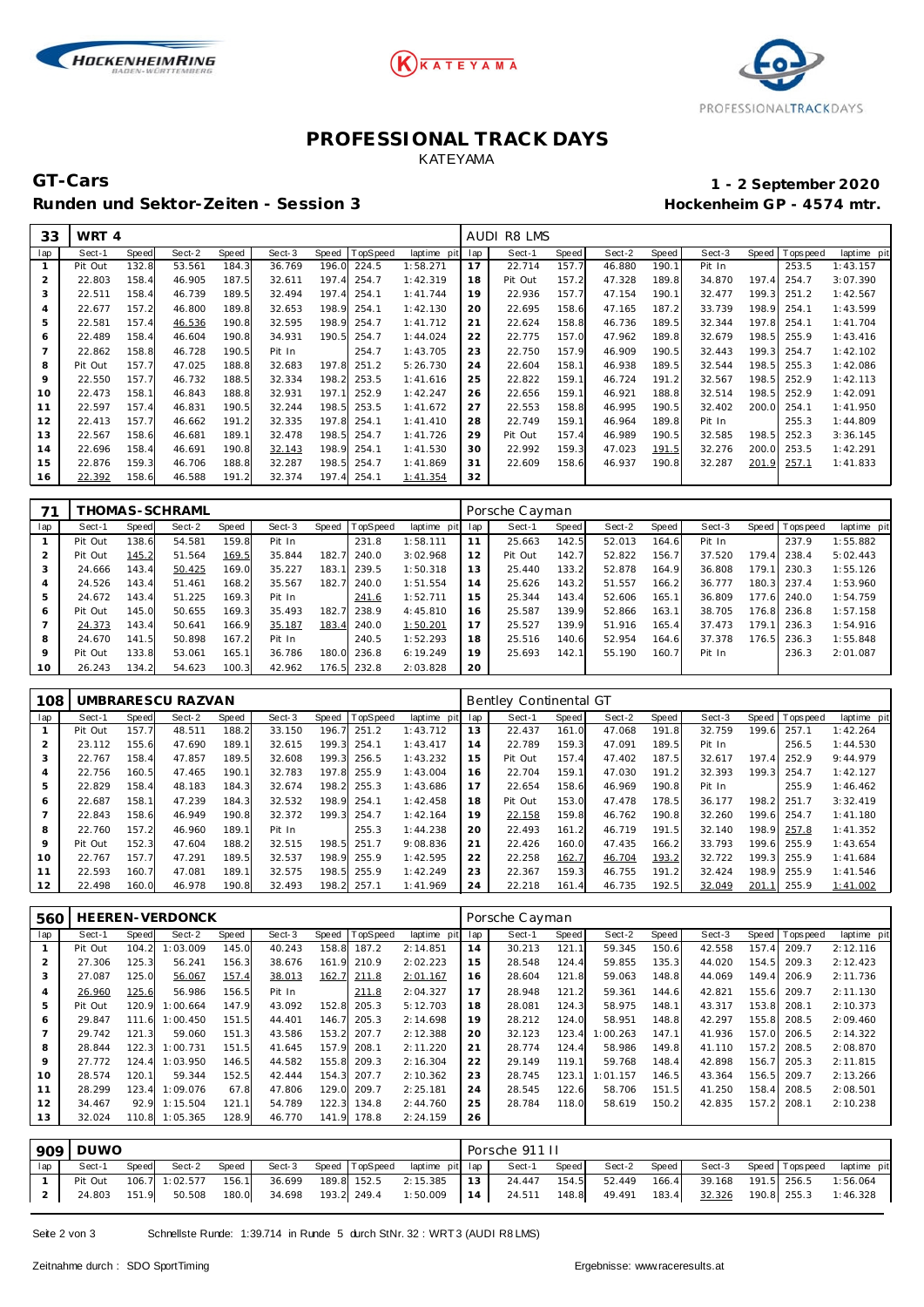# PROFESSIONAL TRACK DAYS

KATEYAMA

## GT-Cars

**1 - 2 September 2020**

**Runden und Sektor-Zeiten - Session 3**

**Hockenheim GP - 4574 mtr.**

| 33 | WRT 4 | | | | | | | | AUDI R8 LMS | | | | | | | | |
|---|---|---|---|---|---|---|---|---|---|---|---|---|---|---|---|---|---|
| lap | Sect-1 | Speed | Sect-2 | Speed | Sect-3 | Speed | TopSpeed | laptime pit | lap | Sect-1 | Speed | Sect-2 | Speed | Sect-3 | Speed | Topspeed | laptime pit |
| 1 | Pit Out | 132.8 | 53.561 | 184.3 | 36.769 | 196.0 | 224.5 | 1:58.271 | 17 | 22.714 | 157.7 | 46.880 | 190.1 | Pit In | | 253.5 | 1:43.157 |
| 2 | 22.803 | 158.4 | 46.905 | 187.5 | 32.611 | 197.4 | 254.7 | 1:42.319 | 18 | Pit Out | 157.2 | 47.328 | 189.8 | 34.870 | 197.4 | 254.7 | 3:07.390 |
| 3 | 22.511 | 158.4 | 46.739 | 189.5 | 32.494 | 197.4 | 254.1 | 1:41.744 | 19 | 22.936 | 157.7 | 47.154 | 190.1 | 32.477 | 199.3 | 251.2 | 1:42.567 |
| 4 | 22.677 | 157.2 | 46.800 | 189.8 | 32.653 | 198.9 | 254.1 | 1:42.130 | 20 | 22.695 | 158.6 | 47.165 | 187.2 | 33.739 | 198.9 | 254.1 | 1:43.599 |
| 5 | 22.581 | 157.4 | 46.536 | 190.8 | 32.595 | 198.9 | 254.7 | 1:41.712 | 21 | 22.624 | 158.8 | 46.736 | 189.5 | 32.344 | 197.8 | 254.1 | 1:41.704 |
| 6 | 22.489 | 158.4 | 46.604 | 190.8 | 34.931 | 190.5 | 254.7 | 1:44.024 | 22 | 22.775 | 157.0 | 47.962 | 189.8 | 32.679 | 198.5 | 255.9 | 1:43.416 |
| 7 | 22.862 | 158.8 | 46.728 | 190.5 | Pit In | | 254.7 | 1:43.705 | 23 | 22.750 | 157.9 | 46.909 | 190.5 | 32.443 | 199.3 | 254.7 | 1:42.102 |
| 8 | Pit Out | 157.7 | 47.025 | 188.8 | 32.683 | 197.8 | 251.2 | 5:26.730 | 24 | 22.604 | 158.1 | 46.938 | 189.5 | 32.544 | 198.5 | 255.3 | 1:42.086 |
| 9 | 22.550 | 157.7 | 46.732 | 188.5 | 32.334 | 198.2 | 253.5 | 1:41.616 | 25 | 22.822 | 159.1 | 46.724 | 191.2 | 32.567 | 198.5 | 252.9 | 1:42.113 |
| 10 | 22.473 | 158.1 | 46.843 | 188.8 | 32.931 | 197.1 | 252.9 | 1:42.247 | 26 | 22.656 | 159.1 | 46.921 | 188.8 | 32.514 | 198.5 | 252.9 | 1:42.091 |
| 11 | 22.597 | 157.4 | 46.831 | 190.5 | 32.244 | 198.5 | 253.5 | 1:41.672 | 27 | 22.553 | 158.8 | 46.995 | 190.5 | 32.402 | 200.0 | 254.1 | 1:41.950 |
| 12 | 22.413 | 157.7 | 46.662 | 191.2 | 32.335 | 197.8 | 254.1 | 1:41.410 | 28 | 22.749 | 159.1 | 46.964 | 189.8 | Pit In | | 255.3 | 1:44.809 |
| 13 | 22.567 | 158.6 | 46.681 | 189.1 | 32.478 | 198.5 | 254.7 | 1:41.726 | 29 | Pit Out | 157.4 | 46.989 | 190.5 | 32.585 | 198.5 | 252.3 | 3:36.145 |
| 14 | 22.696 | 158.4 | 46.691 | 190.8 | 32.143 | 198.9 | 254.1 | 1:41.530 | 30 | 22.992 | 159.3 | 47.023 | 191.5 | 32.276 | 200.0 | 253.5 | 1:42.291 |
| 15 | 22.876 | 159.3 | 46.706 | 188.8 | 32.287 | 198.5 | 254.7 | 1:41.869 | 31 | 22.609 | 158.6 | 46.937 | 190.8 | 32.287 | 201.9 | 257.1 | 1:41.833 |
| 16 | 22.392 | 158.6 | 46.588 | 191.2 | 32.374 | 197.4 | 254.1 | 1:41.354 | 32 | | | | | | | | |

| 71 | THOMAS-SCHRAML | | | | | | | | Porsche Cayman | | | | | | | | |
|---|---|---|---|---|---|---|---|---|---|---|---|---|---|---|---|---|---|
| lap | Sect-1 | Speed | Sect-2 | Speed | Sect-3 | Speed | TopSpeed | laptime pit | lap | Sect-1 | Speed | Sect-2 | Speed | Sect-3 | Speed | Topspeed | laptime pit |
| 1 | Pit Out | 138.6 | 54.581 | 159.8 | Pit In | | 231.8 | 1:58.111 | 11 | 25.663 | 142.5 | 52.013 | 164.6 | Pit In | | 237.9 | 1:55.882 |
| 2 | Pit Out | 145.2 | 51.564 | 169.5 | 35.844 | 182.7 | 240.0 | 3:02.968 | 12 | Pit Out | 142.7 | 52.822 | 156.7 | 37.520 | 179.4 | 238.4 | 5:02.443 |
| 3 | 24.666 | 143.4 | 50.425 | 169.0 | 35.227 | 183.1 | 239.5 | 1:50.318 | 13 | 25.440 | 133.2 | 52.878 | 164.9 | 36.808 | 179.1 | 230.3 | 1:55.126 |
| 4 | 24.526 | 143.4 | 51.461 | 168.2 | 35.567 | 182.7 | 240.0 | 1:51.554 | 14 | 25.626 | 143.2 | 51.557 | 166.2 | 36.777 | 180.3 | 237.4 | 1:53.960 |
| 5 | 24.672 | 143.4 | 51.225 | 169.3 | Pit In | | 241.6 | 1:52.711 | 15 | 25.344 | 143.4 | 52.606 | 165.1 | 36.809 | 177.6 | 240.0 | 1:54.759 |
| 6 | Pit Out | 145.0 | 50.655 | 169.3 | 35.493 | 182.7 | 238.9 | 4:45.810 | 16 | 25.587 | 139.9 | 52.866 | 163.1 | 38.705 | 176.8 | 236.8 | 1:57.158 |
| 7 | 24.373 | 143.4 | 50.641 | 166.9 | 35.187 | 183.4 | 240.0 | 1:50.201 | 17 | 25.527 | 139.9 | 51.916 | 165.4 | 37.473 | 179.1 | 236.3 | 1:54.916 |
| 8 | 24.670 | 141.5 | 50.898 | 167.2 | Pit In | | 240.5 | 1:52.293 | 18 | 25.516 | 140.6 | 52.954 | 164.6 | 37.378 | 176.5 | 236.3 | 1:55.848 |
| 9 | Pit Out | 133.8 | 53.061 | 165.1 | 36.786 | 180.0 | 236.8 | 6:19.249 | 19 | 25.693 | 142.1 | 55.190 | 160.7 | Pit In | | 236.3 | 2:01.087 |
| 10 | 26.243 | 134.2 | 54.623 | 100.3 | 42.962 | 176.5 | 232.8 | 2:03.828 | 20 | | | | | | | | |

| 108 | UMBRARESCU RAZVAN | | | | | | | | Bentley Continental GT | | | | | | | | |
|---|---|---|---|---|---|---|---|---|---|---|---|---|---|---|---|---|---|
| lap | Sect-1 | Speed | Sect-2 | Speed | Sect-3 | Speed | TopSpeed | laptime pit | lap | Sect-1 | Speed | Sect-2 | Speed | Sect-3 | Speed | Topspeed | laptime pit |
| 1 | Pit Out | 157.7 | 48.511 | 188.2 | 33.150 | 196.7 | 251.2 | 1:43.712 | 13 | 22.437 | 161.0 | 47.068 | 191.8 | 32.759 | 199.6 | 257.1 | 1:42.264 |
| 2 | 23.112 | 155.6 | 47.690 | 189.1 | 32.615 | 199.3 | 254.1 | 1:43.417 | 14 | 22.789 | 159.3 | 47.091 | 189.5 | Pit In | | 256.5 | 1:44.530 |
| 3 | 22.767 | 158.4 | 47.857 | 189.5 | 32.608 | 199.3 | 256.5 | 1:43.232 | 15 | Pit Out | 157.4 | 47.402 | 187.5 | 32.617 | 197.4 | 252.9 | 9:44.979 |
| 4 | 22.756 | 160.5 | 47.465 | 190.1 | 32.783 | 197.8 | 255.9 | 1:43.004 | 16 | 22.704 | 159.1 | 47.030 | 191.2 | 32.393 | 199.3 | 254.7 | 1:42.127 |
| 5 | 22.829 | 158.4 | 48.183 | 184.3 | 32.674 | 198.2 | 255.3 | 1:43.686 | 17 | 22.654 | 158.6 | 46.969 | 190.8 | Pit In | | 255.9 | 1:46.462 |
| 6 | 22.687 | 158.1 | 47.239 | 184.3 | 32.532 | 198.9 | 254.1 | 1:42.458 | 18 | Pit Out | 153.0 | 47.478 | 178.5 | 36.177 | 198.2 | 251.7 | 3:32.419 |
| 7 | 22.843 | 158.6 | 46.949 | 190.8 | 32.372 | 199.3 | 254.7 | 1:42.164 | 19 | 22.158 | 159.8 | 46.762 | 190.8 | 32.260 | 199.6 | 254.7 | 1:41.180 |
| 8 | 22.760 | 157.2 | 46.960 | 189.1 | Pit In | | 255.3 | 1:44.238 | 20 | 22.493 | 161.2 | 46.719 | 191.5 | 32.140 | 198.9 | 257.8 | 1:41.352 |
| 9 | Pit Out | 152.3 | 47.604 | 188.2 | 32.515 | 198.5 | 251.7 | 9:08.836 | 21 | 22.426 | 160.0 | 47.435 | 166.2 | 33.793 | 199.6 | 255.9 | 1:43.654 |
| 10 | 22.767 | 157.7 | 47.291 | 189.5 | 32.537 | 198.9 | 255.9 | 1:42.595 | 22 | 22.258 | 162.7 | 46.704 | 193.2 | 32.722 | 199.3 | 255.9 | 1:41.684 |
| 11 | 22.593 | 160.7 | 47.081 | 189.1 | 32.575 | 198.5 | 255.9 | 1:42.249 | 23 | 22.367 | 159.3 | 46.755 | 191.2 | 32.424 | 198.9 | 255.9 | 1:41.546 |
| 12 | 22.498 | 160.0 | 46.978 | 190.8 | 32.493 | 198.2 | 257.1 | 1:41.969 | 24 | 22.218 | 161.4 | 46.735 | 192.5 | 32.049 | 201.1 | 255.9 | 1:41.002 |

| 560 | HEEREN-VERDONCK | | | | | | | | Porsche Cayman | | | | | | | | |
|---|---|---|---|---|---|---|---|---|---|---|---|---|---|---|---|---|---|
| lap | Sect-1 | Speed | Sect-2 | Speed | Sect-3 | Speed | TopSpeed | laptime pit | lap | Sect-1 | Speed | Sect-2 | Speed | Sect-3 | Speed | Topspeed | laptime pit |
| 1 | Pit Out | 104.2 | 1:03.009 | 145.0 | 40.243 | 158.8 | 187.2 | 2:14.851 | 14 | 30.213 | 121.1 | 59.345 | 150.6 | 42.558 | 157.4 | 209.7 | 2:12.116 |
| 2 | 27.306 | 125.3 | 56.241 | 156.3 | 38.676 | 161.9 | 210.9 | 2:02.223 | 15 | 28.548 | 124.4 | 59.855 | 135.3 | 44.020 | 154.5 | 209.3 | 2:12.423 |
| 3 | 27.087 | 125.0 | 56.067 | 157.4 | 38.013 | 162.7 | 211.8 | 2:01.167 | 16 | 28.604 | 121.8 | 59.063 | 148.8 | 44.069 | 149.4 | 206.9 | 2:11.736 |
| 4 | 26.960 | 125.6 | 56.986 | 156.5 | Pit In | | 211.8 | 2:04.327 | 17 | 28.948 | 121.2 | 59.361 | 144.6 | 42.821 | 155.6 | 209.7 | 2:11.130 |
| 5 | Pit Out | 120.9 | 1:00.664 | 147.9 | 43.092 | 152.8 | 205.3 | 5:12.703 | 18 | 28.081 | 124.3 | 58.975 | 148.1 | 43.317 | 153.8 | 208.1 | 2:10.373 |
| 6 | 29.847 | 111.6 | 1:00.450 | 151.5 | 44.401 | 146.7 | 205.3 | 2:14.698 | 19 | 28.212 | 124.0 | 58.951 | 148.8 | 42.297 | 155.8 | 208.5 | 2:09.460 |
| 7 | 29.742 | 121.3 | 59.060 | 151.3 | 43.586 | 153.2 | 207.7 | 2:12.388 | 20 | 32.123 | 123.4 | 1:00.263 | 147.1 | 41.936 | 157.0 | 206.5 | 2:14.322 |
| 8 | 28.844 | 122.3 | 1:00.731 | 151.5 | 41.645 | 157.9 | 208.1 | 2:11.220 | 21 | 28.774 | 124.4 | 58.986 | 149.8 | 41.110 | 157.2 | 208.5 | 2:08.870 |
| 9 | 27.772 | 124.4 | 1:03.950 | 146.5 | 44.582 | 155.8 | 209.3 | 2:16.304 | 22 | 29.149 | 119.1 | 59.768 | 148.4 | 42.898 | 156.7 | 205.3 | 2:11.815 |
| 10 | 28.574 | 120.1 | 59.344 | 152.5 | 42.444 | 154.3 | 207.7 | 2:10.362 | 23 | 28.745 | 123.1 | 1:01.157 | 146.5 | 43.364 | 156.5 | 209.7 | 2:13.266 |
| 11 | 28.299 | 123.4 | 1:09.076 | 67.8 | 47.806 | 129.0 | 209.7 | 2:25.181 | 24 | 28.545 | 122.6 | 58.706 | 151.5 | 41.250 | 158.4 | 208.5 | 2:08.501 |
| 12 | 34.467 | 92.9 | 1:15.504 | 121.1 | 54.789 | 122.3 | 134.8 | 2:44.760 | 25 | 28.784 | 118.0 | 58.619 | 150.2 | 42.835 | 157.2 | 208.1 | 2:10.238 |
| 13 | 32.024 | 110.8 | 1:05.365 | 128.9 | 46.770 | 141.9 | 178.8 | 2:24.159 | 26 | | | | | | | | |

| 909 | DUWO | | | | | | | | Porsche 911 II | | | | | | | | |
|---|---|---|---|---|---|---|---|---|---|---|---|---|---|---|---|---|---|
| lap | Sect-1 | Speed | Sect-2 | Speed | Sect-3 | Speed | TopSpeed | laptime pit | lap | Sect-1 | Speed | Sect-2 | Speed | Sect-3 | Speed | Topspeed | laptime pit |
| 1 | Pit Out | 106.7 | 1:02.577 | 156.1 | 36.699 | 189.8 | 152.5 | 2:15.385 | 13 | 24.447 | 154.5 | 52.449 | 166.4 | 39.168 | 191.5 | 256.5 | 1:56.064 |
| 2 | 24.803 | 151.9 | 50.508 | 180.0 | 34.698 | 193.2 | 249.4 | 1:50.009 | 14 | 24.511 | 148.8 | 49.491 | 183.4 | 32.326 | 190.8 | 255.3 | 1:46.328 |

Schnellste Runde: 1:39.714 in Runde 5 durch StNr. 32 : WRT3 (AUDI R8 LMS)

Zeitnahme durch : SDO SportTiming

Ergebnisse: www.raceresults.at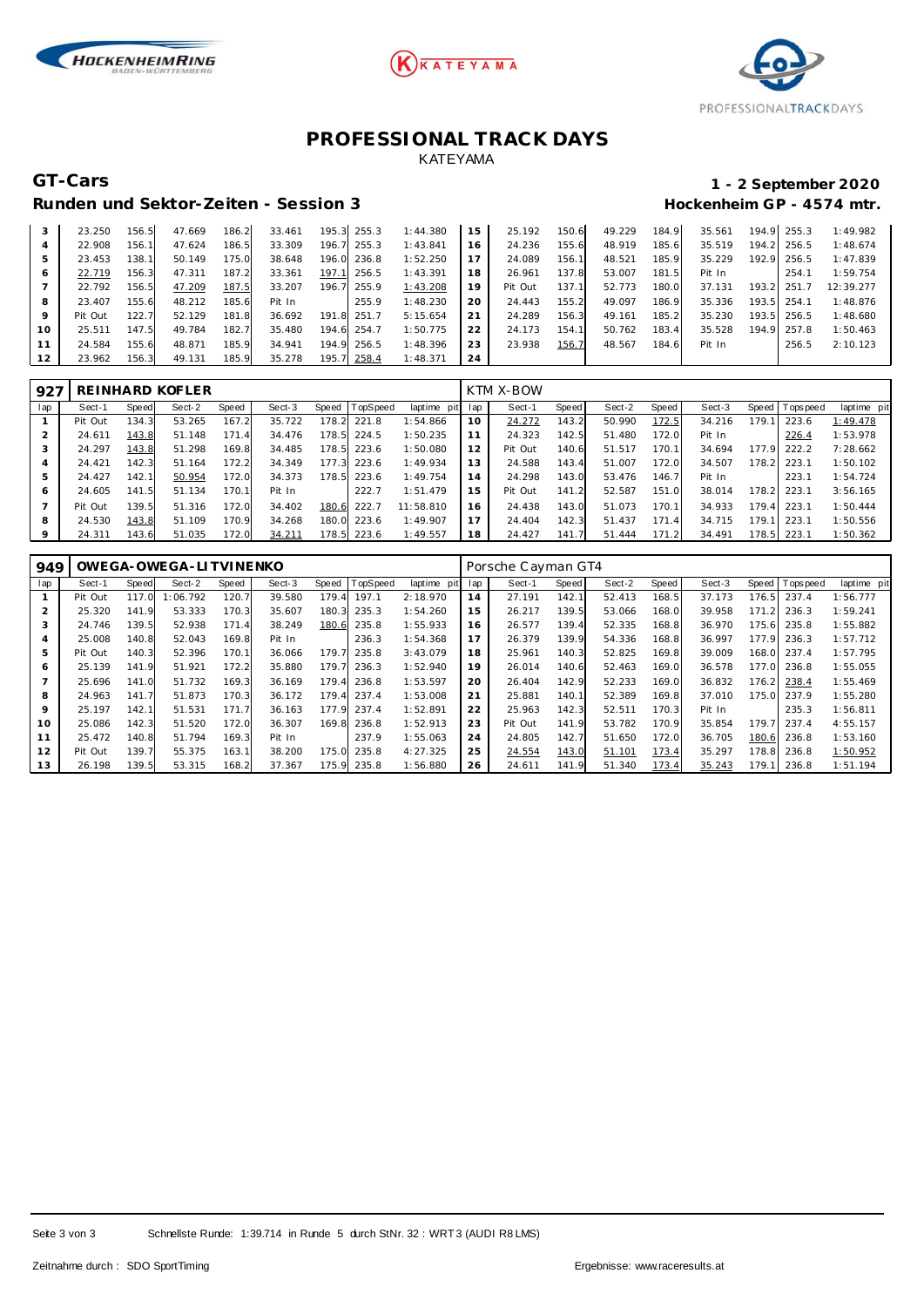# PROFESSIONAL TRACK DAYS

KATEYAMA

## GT-Cars

**1 - 2 September 2020**

### Runden und Sektor-Zeiten - Session 3

**Hockenheim GP - 4574 mtr.**

| lap | Sect-1 | Speed | Sect-2 | Speed | Sect-3 | Speed | TopSpeed | laptime pit | lap | Sect-1 | Speed | Sect-2 | Speed | Sect-3 | Speed | Topspeed | laptime pit |
|---|---|---|---|---|---|---|---|---|---|---|---|---|---|---|---|---|---|
| 3 | 23.250 | 156.5 | 47.669 | 186.2 | 33.461 | 195.3 | 255.3 | 1:44.380 | 15 | 25.192 | 150.6 | 49.229 | 184.9 | 35.561 | 194.9 | 255.3 | 1:49.982 |
| 4 | 22.908 | 156.1 | 47.624 | 186.5 | 33.309 | 196.7 | 255.3 | 1:43.841 | 16 | 24.236 | 155.6 | 48.919 | 185.6 | 35.519 | 194.2 | 256.5 | 1:48.674 |
| 5 | 23.453 | 138.1 | 50.149 | 175.0 | 38.648 | 196.0 | 236.8 | 1:52.250 | 17 | 24.089 | 156.1 | 48.521 | 185.9 | 35.229 | 192.9 | 256.5 | 1:47.839 |
| 6 | 22.719 | 156.3 | 47.311 | 187.2 | 33.361 | 197.1 | 256.5 | 1:43.391 | 18 | 26.961 | 137.8 | 53.007 | 181.5 | Pit In | | 254.1 | 1:59.754 |
| 7 | 22.792 | 156.5 | 47.209 | 187.5 | 33.207 | 196.7 | 255.9 | 1:43.208 | 19 | Pit Out | 137.1 | 52.773 | 180.0 | 37.131 | 193.2 | 251.7 | 12:39.277 |
| 8 | 23.407 | 155.6 | 48.212 | 185.6 | Pit In | | 255.9 | 1:48.230 | 20 | 24.443 | 155.2 | 49.097 | 186.9 | 35.336 | 193.5 | 254.1 | 1:48.876 |
| 9 | Pit Out | 122.7 | 52.129 | 181.8 | 36.692 | 191.8 | 251.7 | 5:15.654 | 21 | 24.289 | 156.3 | 49.161 | 185.2 | 35.230 | 193.5 | 256.5 | 1:48.680 |
| 10 | 25.511 | 147.5 | 49.784 | 182.7 | 35.480 | 194.6 | 254.7 | 1:50.775 | 22 | 24.173 | 154.1 | 50.762 | 183.4 | 35.528 | 194.9 | 257.8 | 1:50.463 |
| 11 | 24.584 | 155.6 | 48.871 | 185.9 | 34.941 | 194.9 | 256.5 | 1:48.396 | 23 | 23.938 | 156.7 | 48.567 | 184.6 | Pit In | | 256.5 | 2:10.123 |
| 12 | 23.962 | 156.3 | 49.131 | 185.9 | 35.278 | 195.7 | 258.4 | 1:48.371 | 24 | | | | | | | | |

**927 REINHARD KOFLER** — KTM X-BOW

| lap | Sect-1 | Speed | Sect-2 | Speed | Sect-3 | Speed | TopSpeed | laptime pit | lap | Sect-1 | Speed | Sect-2 | Speed | Sect-3 | Speed | Topspeed | laptime pit |
|---|---|---|---|---|---|---|---|---|---|---|---|---|---|---|---|---|---|
| 1 | Pit Out | 134.3 | 53.265 | 167.2 | 35.722 | 178.2 | 221.8 | 1:54.866 | 10 | 24.272 | 143.2 | 50.990 | 172.5 | 34.216 | 179.1 | 223.6 | 1:49.478 |
| 2 | 24.611 | 143.8 | 51.148 | 171.4 | 34.476 | 178.5 | 224.5 | 1:50.235 | 11 | 24.323 | 142.5 | 51.480 | 172.0 | Pit In | | 226.4 | 1:53.978 |
| 3 | 24.297 | 143.8 | 51.298 | 169.8 | 34.485 | 178.5 | 223.6 | 1:50.080 | 12 | Pit Out | 140.6 | 51.517 | 170.1 | 34.694 | 177.9 | 222.2 | 7:28.662 |
| 4 | 24.421 | 142.3 | 51.164 | 172.2 | 34.349 | 177.3 | 223.6 | 1:49.934 | 13 | 24.588 | 143.4 | 51.007 | 172.0 | 34.507 | 178.2 | 223.1 | 1:50.102 |
| 5 | 24.427 | 142.1 | 50.954 | 172.0 | 34.373 | 178.5 | 223.6 | 1:49.754 | 14 | 24.298 | 143.0 | 53.476 | 146.7 | Pit In | | 223.1 | 1:54.724 |
| 6 | 24.605 | 141.5 | 51.134 | 170.1 | Pit In | | 222.7 | 1:51.479 | 15 | Pit Out | 141.2 | 52.587 | 151.0 | 38.014 | 178.2 | 223.1 | 3:56.165 |
| 7 | Pit Out | 139.5 | 51.316 | 172.0 | 34.402 | 180.6 | 222.7 | 11:58.810 | 16 | 24.438 | 143.0 | 51.073 | 170.1 | 34.933 | 179.4 | 223.1 | 1:50.444 |
| 8 | 24.530 | 143.8 | 51.109 | 170.9 | 34.268 | 180.0 | 223.6 | 1:49.907 | 17 | 24.404 | 142.3 | 51.437 | 171.4 | 34.715 | 179.1 | 223.1 | 1:50.556 |
| 9 | 24.311 | 143.6 | 51.035 | 172.0 | 34.211 | 178.5 | 223.6 | 1:49.557 | 18 | 24.427 | 141.7 | 51.444 | 171.2 | 34.491 | 178.5 | 223.1 | 1:50.362 |

**949 OWEGA-OWEGA-LITVINENKO** — Porsche Cayman GT4

| lap | Sect-1 | Speed | Sect-2 | Speed | Sect-3 | Speed | TopSpeed | laptime pit | lap | Sect-1 | Speed | Sect-2 | Speed | Sect-3 | Speed | Topspeed | laptime pit |
|---|---|---|---|---|---|---|---|---|---|---|---|---|---|---|---|---|---|
| 1 | Pit Out | 117.0 | 1:06.792 | 120.7 | 39.580 | 179.4 | 197.1 | 2:18.970 | 14 | 27.191 | 142.1 | 52.413 | 168.5 | 37.173 | 176.5 | 237.4 | 1:56.777 |
| 2 | 25.320 | 141.9 | 53.333 | 170.3 | 35.607 | 180.3 | 235.3 | 1:54.260 | 15 | 26.217 | 139.5 | 53.066 | 168.0 | 39.958 | 171.2 | 236.3 | 1:59.241 |
| 3 | 24.746 | 139.5 | 52.938 | 171.4 | 38.249 | 180.6 | 235.8 | 1:55.933 | 16 | 26.577 | 139.4 | 52.335 | 168.8 | 36.970 | 175.6 | 235.8 | 1:55.882 |
| 4 | 25.008 | 140.8 | 52.043 | 169.8 | Pit In | | 236.3 | 1:54.368 | 17 | 26.379 | 139.9 | 54.336 | 168.8 | 36.997 | 177.9 | 236.3 | 1:57.712 |
| 5 | Pit Out | 140.3 | 52.396 | 170.1 | 36.066 | 179.7 | 235.8 | 3:43.079 | 18 | 25.961 | 140.3 | 52.825 | 169.8 | 39.009 | 168.0 | 237.4 | 1:57.795 |
| 6 | 25.139 | 141.9 | 51.921 | 172.2 | 35.880 | 179.7 | 236.3 | 1:52.940 | 19 | 26.014 | 140.6 | 52.463 | 169.0 | 36.578 | 177.0 | 236.8 | 1:55.055 |
| 7 | 25.696 | 141.0 | 51.732 | 169.3 | 36.169 | 179.4 | 236.8 | 1:53.597 | 20 | 26.404 | 142.9 | 52.233 | 169.0 | 36.832 | 176.2 | 238.4 | 1:55.469 |
| 8 | 24.963 | 141.7 | 51.873 | 170.3 | 36.172 | 179.4 | 237.4 | 1:53.008 | 21 | 25.881 | 140.1 | 52.389 | 169.8 | 37.010 | 175.0 | 237.9 | 1:55.280 |
| 9 | 25.197 | 142.1 | 51.531 | 171.7 | 36.163 | 177.9 | 237.4 | 1:52.891 | 22 | 25.963 | 142.3 | 52.511 | 170.3 | Pit In | | 235.3 | 1:56.811 |
| 10 | 25.086 | 142.3 | 51.520 | 172.0 | 36.307 | 169.8 | 236.8 | 1:52.913 | 23 | Pit Out | 141.9 | 53.782 | 170.9 | 35.854 | 179.7 | 237.4 | 4:55.157 |
| 11 | 25.472 | 140.8 | 51.794 | 169.3 | Pit In | | 237.9 | 1:55.063 | 24 | 24.805 | 142.7 | 51.650 | 172.0 | 36.705 | 180.6 | 236.8 | 1:53.160 |
| 12 | Pit Out | 139.7 | 55.375 | 163.1 | 38.200 | 175.0 | 235.8 | 4:27.325 | 25 | 24.554 | 143.0 | 51.101 | 173.4 | 35.297 | 178.8 | 236.8 | 1:50.952 |
| 13 | 26.198 | 139.5 | 53.315 | 168.2 | 37.367 | 175.9 | 235.8 | 1:56.880 | 26 | 24.611 | 141.9 | 51.340 | 173.4 | 35.243 | 179.1 | 236.8 | 1:51.194 |

Schnellste Runde: 1:39.714 in Runde 5 durch StNr. 32 : WRT3 (AUDI R8 LMS)

Zeitnahme durch : SDO SportTiming

Ergebnisse: www.raceresults.at